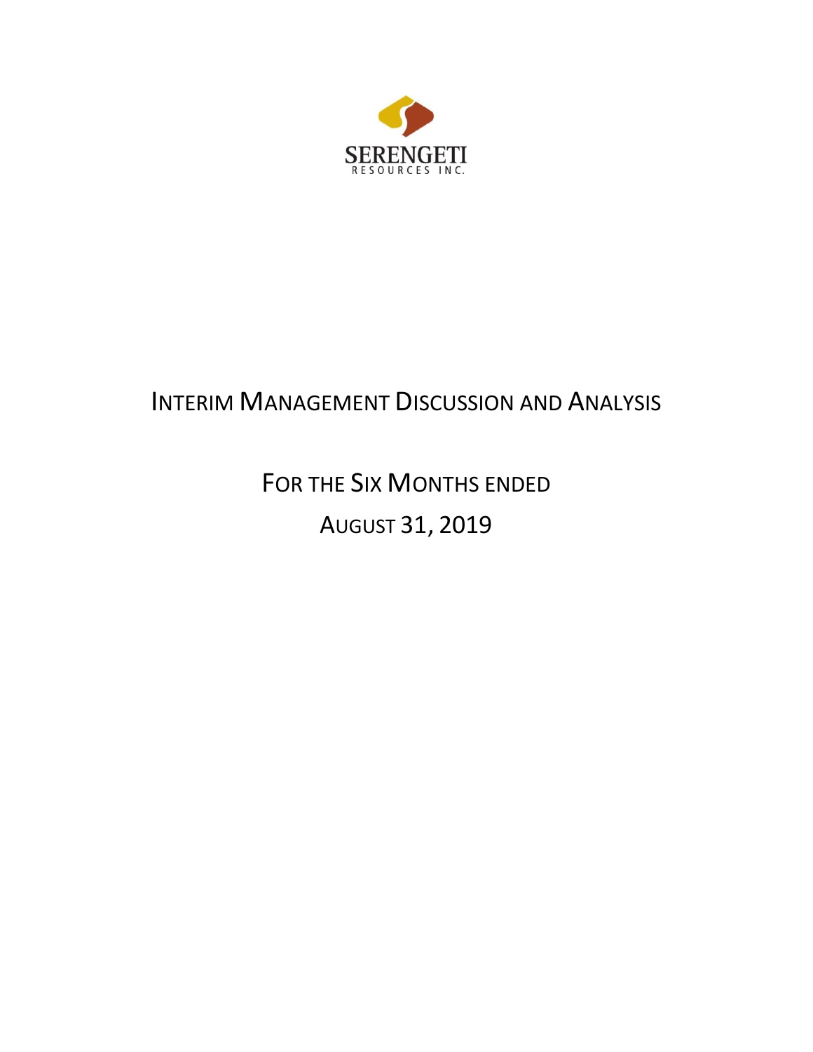SERENGETI
RESOURCES INC.

# INTERIM MANAGEMENT DISCUSSION AND ANALYSIS

## FOR THE SIX MONTHS ENDED

## AUGUST 31, 2019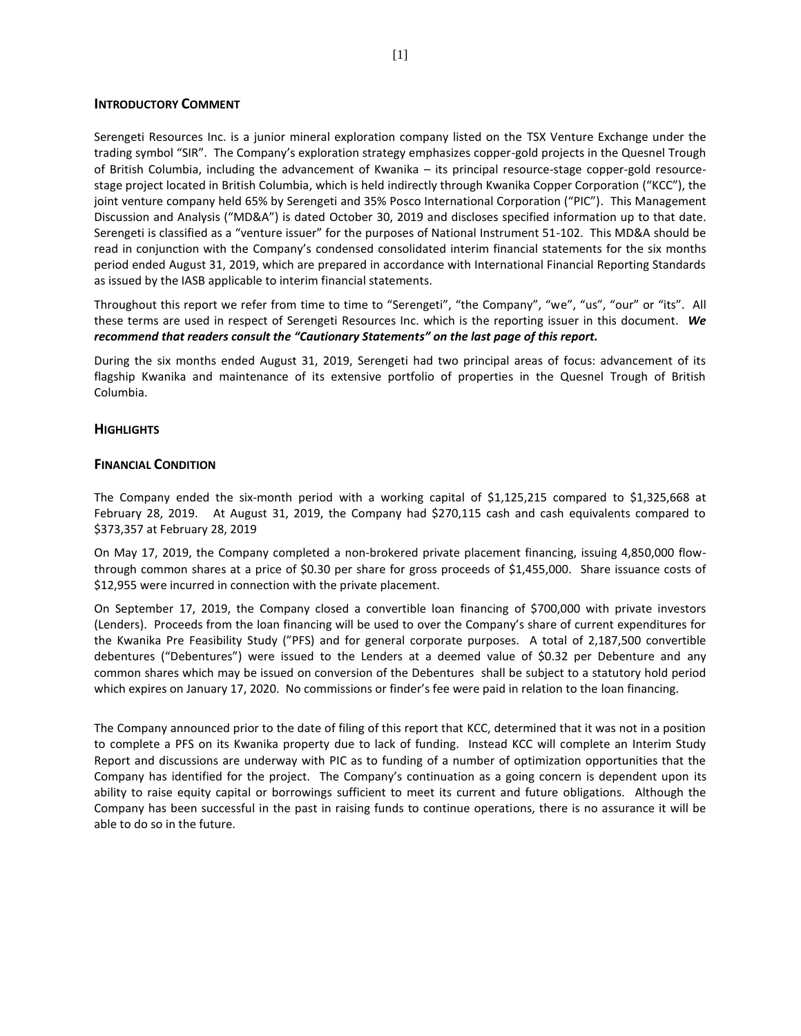## INTRODUCTORY COMMENT

Serengeti Resources Inc. is a junior mineral exploration company listed on the TSX Venture Exchange under the trading symbol "SIR". The Company's exploration strategy emphasizes copper-gold projects in the Quesnel Trough of British Columbia, including the advancement of Kwanika – its principal resource-stage copper-gold resource-stage project located in British Columbia, which is held indirectly through Kwanika Copper Corporation ("KCC"), the joint venture company held 65% by Serengeti and 35% Posco International Corporation ("PIC"). This Management Discussion and Analysis ("MD&A") is dated October 30, 2019 and discloses specified information up to that date. Serengeti is classified as a "venture issuer" for the purposes of National Instrument 51-102. This MD&A should be read in conjunction with the Company's condensed consolidated interim financial statements for the six months period ended August 31, 2019, which are prepared in accordance with International Financial Reporting Standards as issued by the IASB applicable to interim financial statements.

Throughout this report we refer from time to time to "Serengeti", "the Company", "we", "us", "our" or "its". All these terms are used in respect of Serengeti Resources Inc. which is the reporting issuer in this document. ***We recommend that readers consult the "Cautionary Statements" on the last page of this report.***

During the six months ended August 31, 2019, Serengeti had two principal areas of focus: advancement of its flagship Kwanika and maintenance of its extensive portfolio of properties in the Quesnel Trough of British Columbia.

## HIGHLIGHTS

## FINANCIAL CONDITION

The Company ended the six-month period with a working capital of $1,125,215 compared to $1,325,668 at February 28, 2019. At August 31, 2019, the Company had $270,115 cash and cash equivalents compared to $373,357 at February 28, 2019

On May 17, 2019, the Company completed a non-brokered private placement financing, issuing 4,850,000 flow-through common shares at a price of $0.30 per share for gross proceeds of $1,455,000. Share issuance costs of $12,955 were incurred in connection with the private placement.

On September 17, 2019, the Company closed a convertible loan financing of $700,000 with private investors (Lenders). Proceeds from the loan financing will be used to over the Company's share of current expenditures for the Kwanika Pre Feasibility Study ("PFS) and for general corporate purposes. A total of 2,187,500 convertible debentures ("Debentures") were issued to the Lenders at a deemed value of $0.32 per Debenture and any common shares which may be issued on conversion of the Debentures shall be subject to a statutory hold period which expires on January 17, 2020. No commissions or finder's fee were paid in relation to the loan financing.

The Company announced prior to the date of filing of this report that KCC, determined that it was not in a position to complete a PFS on its Kwanika property due to lack of funding. Instead KCC will complete an Interim Study Report and discussions are underway with PIC as to funding of a number of optimization opportunities that the Company has identified for the project. The Company's continuation as a going concern is dependent upon its ability to raise equity capital or borrowings sufficient to meet its current and future obligations. Although the Company has been successful in the past in raising funds to continue operations, there is no assurance it will be able to do so in the future.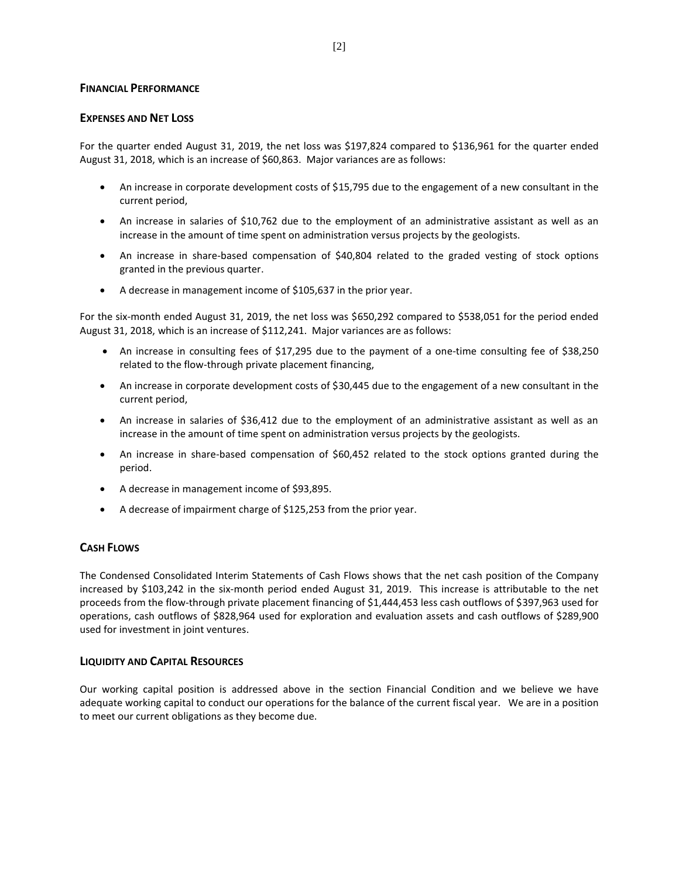## FINANCIAL PERFORMANCE

### EXPENSES AND NET LOSS

For the quarter ended August 31, 2019, the net loss was $197,824 compared to $136,961 for the quarter ended August 31, 2018, which is an increase of $60,863. Major variances are as follows:

- An increase in corporate development costs of $15,795 due to the engagement of a new consultant in the current period,
- An increase in salaries of $10,762 due to the employment of an administrative assistant as well as an increase in the amount of time spent on administration versus projects by the geologists.
- An increase in share-based compensation of $40,804 related to the graded vesting of stock options granted in the previous quarter.
- A decrease in management income of $105,637 in the prior year.

For the six-month ended August 31, 2019, the net loss was $650,292 compared to $538,051 for the period ended August 31, 2018, which is an increase of $112,241. Major variances are as follows:

- An increase in consulting fees of $17,295 due to the payment of a one-time consulting fee of $38,250 related to the flow-through private placement financing,
- An increase in corporate development costs of $30,445 due to the engagement of a new consultant in the current period,
- An increase in salaries of $36,412 due to the employment of an administrative assistant as well as an increase in the amount of time spent on administration versus projects by the geologists.
- An increase in share-based compensation of $60,452 related to the stock options granted during the period.
- A decrease in management income of $93,895.
- A decrease of impairment charge of $125,253 from the prior year.

### CASH FLOWS

The Condensed Consolidated Interim Statements of Cash Flows shows that the net cash position of the Company increased by $103,242 in the six-month period ended August 31, 2019. This increase is attributable to the net proceeds from the flow-through private placement financing of $1,444,453 less cash outflows of $397,963 used for operations, cash outflows of $828,964 used for exploration and evaluation assets and cash outflows of $289,900 used for investment in joint ventures.

### LIQUIDITY AND CAPITAL RESOURCES

Our working capital position is addressed above in the section Financial Condition and we believe we have adequate working capital to conduct our operations for the balance of the current fiscal year. We are in a position to meet our current obligations as they become due.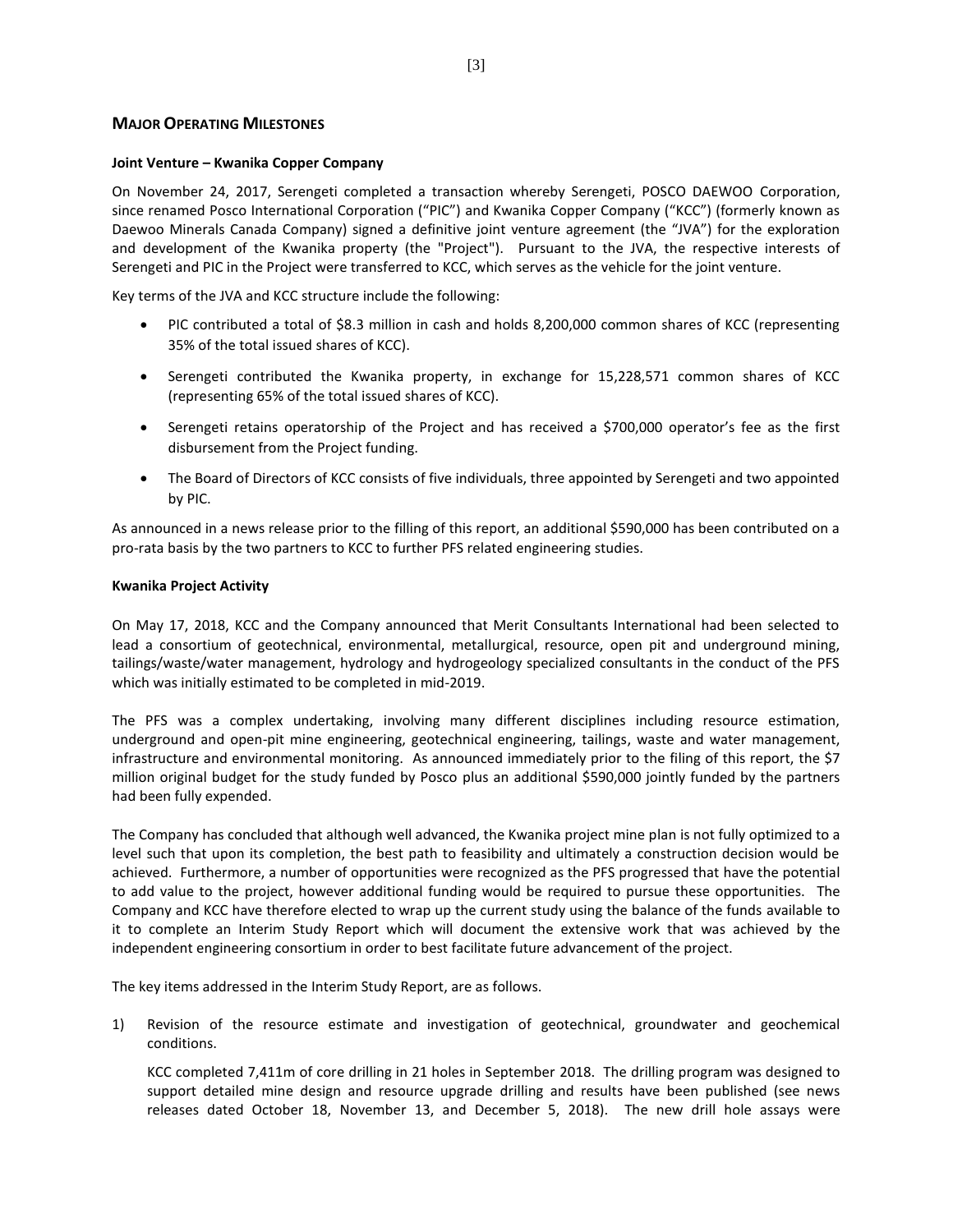## MAJOR OPERATING MILESTONES

**Joint Venture – Kwanika Copper Company**

On November 24, 2017, Serengeti completed a transaction whereby Serengeti, POSCO DAEWOO Corporation, since renamed Posco International Corporation ("PIC") and Kwanika Copper Company ("KCC") (formerly known as Daewoo Minerals Canada Company) signed a definitive joint venture agreement (the "JVA") for the exploration and development of the Kwanika property (the "Project"). Pursuant to the JVA, the respective interests of Serengeti and PIC in the Project were transferred to KCC, which serves as the vehicle for the joint venture.

Key terms of the JVA and KCC structure include the following:

- PIC contributed a total of $8.3 million in cash and holds 8,200,000 common shares of KCC (representing 35% of the total issued shares of KCC).
- Serengeti contributed the Kwanika property, in exchange for 15,228,571 common shares of KCC (representing 65% of the total issued shares of KCC).
- Serengeti retains operatorship of the Project and has received a $700,000 operator's fee as the first disbursement from the Project funding.
- The Board of Directors of KCC consists of five individuals, three appointed by Serengeti and two appointed by PIC.

As announced in a news release prior to the filling of this report, an additional $590,000 has been contributed on a pro-rata basis by the two partners to KCC to further PFS related engineering studies.

**Kwanika Project Activity**

On May 17, 2018, KCC and the Company announced that Merit Consultants International had been selected to lead a consortium of geotechnical, environmental, metallurgical, resource, open pit and underground mining, tailings/waste/water management, hydrology and hydrogeology specialized consultants in the conduct of the PFS which was initially estimated to be completed in mid-2019.

The PFS was a complex undertaking, involving many different disciplines including resource estimation, underground and open-pit mine engineering, geotechnical engineering, tailings, waste and water management, infrastructure and environmental monitoring. As announced immediately prior to the filing of this report, the $7 million original budget for the study funded by Posco plus an additional $590,000 jointly funded by the partners had been fully expended.

The Company has concluded that although well advanced, the Kwanika project mine plan is not fully optimized to a level such that upon its completion, the best path to feasibility and ultimately a construction decision would be achieved. Furthermore, a number of opportunities were recognized as the PFS progressed that have the potential to add value to the project, however additional funding would be required to pursue these opportunities. The Company and KCC have therefore elected to wrap up the current study using the balance of the funds available to it to complete an Interim Study Report which will document the extensive work that was achieved by the independent engineering consortium in order to best facilitate future advancement of the project.

The key items addressed in the Interim Study Report, are as follows.

1) Revision of the resource estimate and investigation of geotechnical, groundwater and geochemical conditions.

   KCC completed 7,411m of core drilling in 21 holes in September 2018. The drilling program was designed to support detailed mine design and resource upgrade drilling and results have been published (see news releases dated October 18, November 13, and December 5, 2018). The new drill hole assays were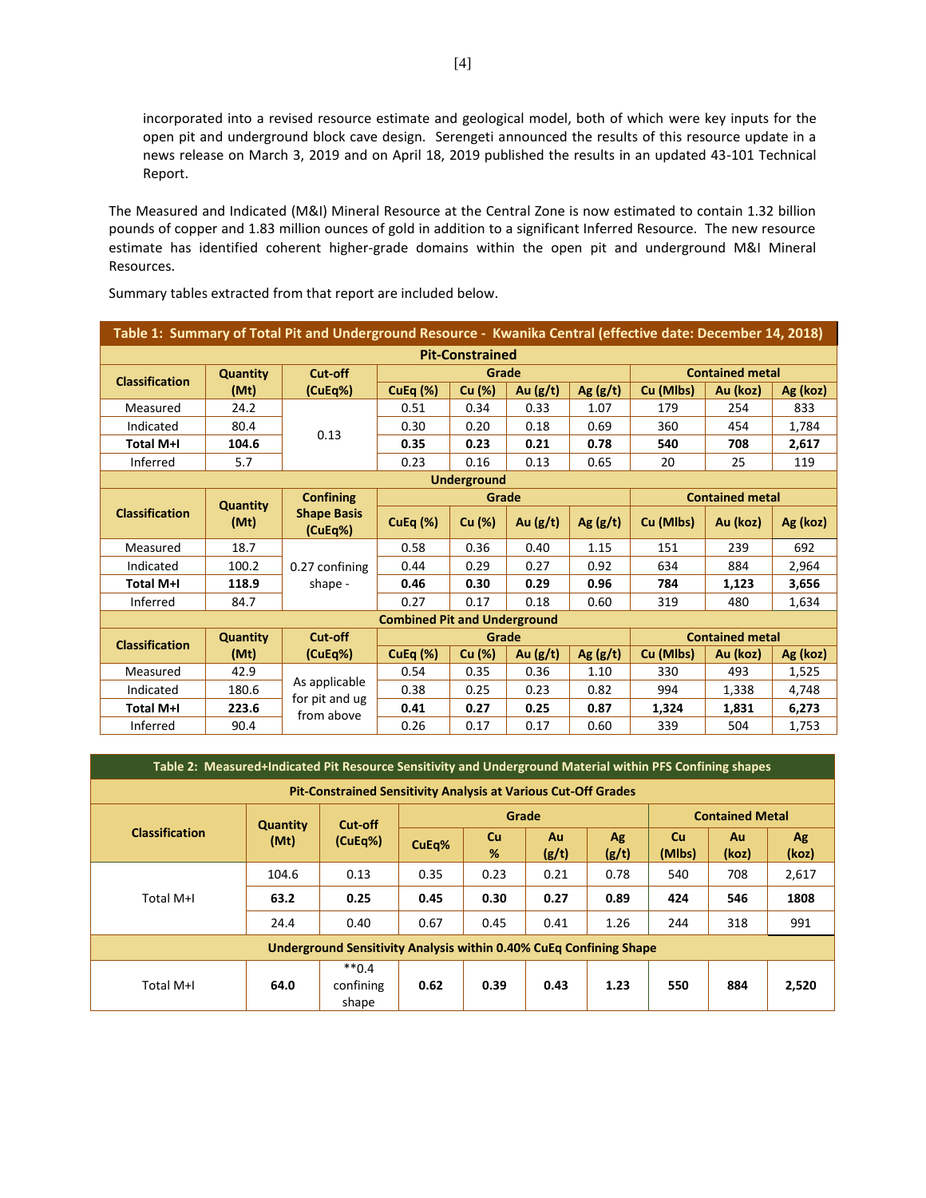incorporated into a revised resource estimate and geological model, both of which were key inputs for the open pit and underground block cave design. Serengeti announced the results of this resource update in a news release on March 3, 2019 and on April 18, 2019 published the results in an updated 43-101 Technical Report.

The Measured and Indicated (M&I) Mineral Resource at the Central Zone is now estimated to contain 1.32 billion pounds of copper and 1.83 million ounces of gold in addition to a significant Inferred Resource. The new resource estimate has identified coherent higher-grade domains within the open pit and underground M&I Mineral Resources.

Summary tables extracted from that report are included below.

**Table 1: Summary of Total Pit and Underground Resource - Kwanika Central (effective date: December 14, 2018)**

| Classification | Quantity (Mt) | Cut-off (CuEq%) | Grade | | | | Contained metal | | |
|---|---|---|---|---|---|---|---|---|---|
| **Pit-Constrained** | | | | | | | | | |
| | | | CuEq (%) | Cu (%) | Au (g/t) | Ag (g/t) | Cu (Mlbs) | Au (koz) | Ag (koz) |
| Measured | 24.2 | 0.13 | 0.51 | 0.34 | 0.33 | 1.07 | 179 | 254 | 833 |
| Indicated | 80.4 | | 0.30 | 0.20 | 0.18 | 0.69 | 360 | 454 | 1,784 |
| **Total M+I** | **104.6** | | **0.35** | **0.23** | **0.21** | **0.78** | **540** | **708** | **2,617** |
| Inferred | 5.7 | | 0.23 | 0.16 | 0.13 | 0.65 | 20 | 25 | 119 |
| **Underground** | | | | | | | | | |
| Classification | Quantity (Mt) | Confining Shape Basis (CuEq%) | CuEq (%) | Cu (%) | Au (g/t) | Ag (g/t) | Cu (Mlbs) | Au (koz) | Ag (koz) |
| Measured | 18.7 | 0.27 confining shape - | 0.58 | 0.36 | 0.40 | 1.15 | 151 | 239 | 692 |
| Indicated | 100.2 | | 0.44 | 0.29 | 0.27 | 0.92 | 634 | 884 | 2,964 |
| **Total M+I** | **118.9** | | **0.46** | **0.30** | **0.29** | **0.96** | **784** | **1,123** | **3,656** |
| Inferred | 84.7 | | 0.27 | 0.17 | 0.18 | 0.60 | 319 | 480 | 1,634 |
| **Combined Pit and Underground** | | | | | | | | | |
| Classification | Quantity (Mt) | Cut-off (CuEq%) | CuEq (%) | Cu (%) | Au (g/t) | Ag (g/t) | Cu (Mlbs) | Au (koz) | Ag (koz) |
| Measured | 42.9 | As applicable for pit and ug from above | 0.54 | 0.35 | 0.36 | 1.10 | 330 | 493 | 1,525 |
| Indicated | 180.6 | | 0.38 | 0.25 | 0.23 | 0.82 | 994 | 1,338 | 4,748 |
| **Total M+I** | **223.6** | | **0.41** | **0.27** | **0.25** | **0.87** | **1,324** | **1,831** | **6,273** |
| Inferred | 90.4 | | 0.26 | 0.17 | 0.17 | 0.60 | 339 | 504 | 1,753 |

**Table 2: Measured+Indicated Pit Resource Sensitivity and Underground Material within PFS Confining shapes**

| Classification | Quantity (Mt) | Cut-off (CuEq%) | Grade | | | | Contained Metal | | |
|---|---|---|---|---|---|---|---|---|---|
| **Pit-Constrained Sensitivity Analysis at Various Cut-Off Grades** | | | | | | | | | |
| | | | CuEq% | Cu % | Au (g/t) | Ag (g/t) | Cu (Mlbs) | Au (koz) | Ag (koz) |
| Total M+I | 104.6 | 0.13 | 0.35 | 0.23 | 0.21 | 0.78 | 540 | 708 | 2,617 |
| | **63.2** | **0.25** | **0.45** | **0.30** | **0.27** | **0.89** | **424** | **546** | **1808** |
| | 24.4 | 0.40 | 0.67 | 0.45 | 0.41 | 1.26 | 244 | 318 | 991 |
| **Underground Sensitivity Analysis within 0.40% CuEq Confining Shape** | | | | | | | | | |
| Total M+I | **64.0** | **0.4 confining shape | **0.62** | **0.39** | **0.43** | **1.23** | **550** | **884** | **2,520** |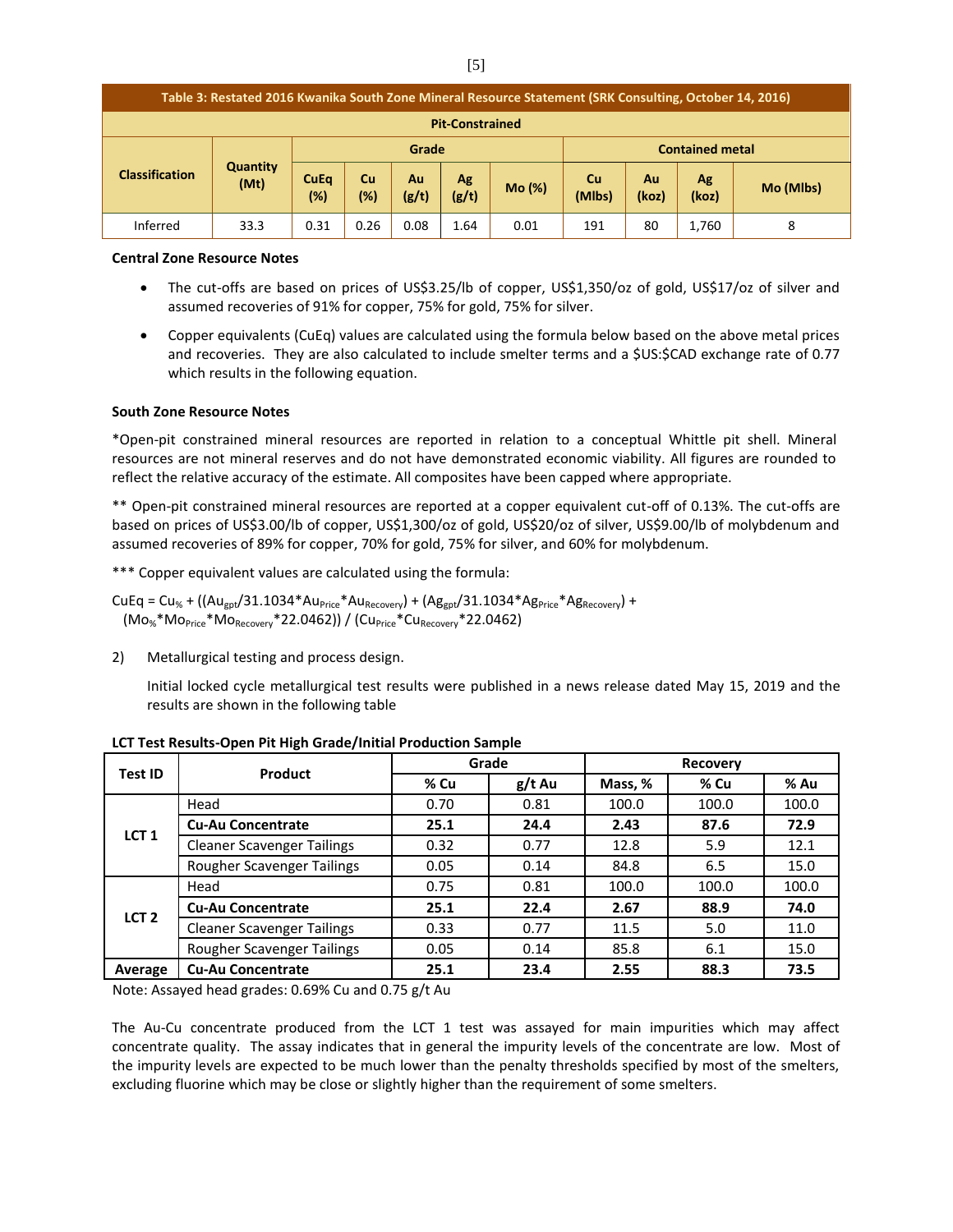| Table 3: Restated 2016 Kwanika South Zone Mineral Resource Statement (SRK Consulting, October 14, 2016) | | | | | | | | | | |
|---|---|---|---|---|---|---|---|---|---|---|
| **Pit-Constrained** | | | | | | | | | | |
| **Classification** | **Quantity (Mt)** | **Grade** | | | | | **Contained metal** | | | |
| | | **CuEq (%)** | **Cu (%)** | **Au (g/t)** | **Ag (g/t)** | **Mo (%)** | **Cu (Mlbs)** | **Au (koz)** | **Ag (koz)** | **Mo (Mlbs)** |
| Inferred | 33.3 | 0.31 | 0.26 | 0.08 | 1.64 | 0.01 | 191 | 80 | 1,760 | 8 |

**Central Zone Resource Notes**

- The cut-offs are based on prices of US$3.25/lb of copper, US$1,350/oz of gold, US$17/oz of silver and assumed recoveries of 91% for copper, 75% for gold, 75% for silver.
- Copper equivalents (CuEq) values are calculated using the formula below based on the above metal prices and recoveries. They are also calculated to include smelter terms and a $US:$CAD exchange rate of 0.77 which results in the following equation.

**South Zone Resource Notes**

*Open-pit constrained mineral resources are reported in relation to a conceptual Whittle pit shell. Mineral resources are not mineral reserves and do not have demonstrated economic viability. All figures are rounded to reflect the relative accuracy of the estimate. All composites have been capped where appropriate.

** Open-pit constrained mineral resources are reported at a copper equivalent cut-off of 0.13%. The cut-offs are based on prices of US$3.00/lb of copper, US$1,300/oz of gold, US$20/oz of silver, US$9.00/lb of molybdenum and assumed recoveries of 89% for copper, 70% for gold, 75% for silver, and 60% for molybdenum.

*** Copper equivalent values are calculated using the formula:

$$CuEq = Cu_{\%} + ((Au_{gpt}/31.1034*Au_{Price}*Au_{Recovery}) + (Ag_{gpt}/31.1034*Ag_{Price}*Ag_{Recovery}) + (Mo_{\%}*Mo_{Price}*Mo_{Recovery}*22.0462)) / (Cu_{Price}*Cu_{Recovery}*22.0462)$$

2) Metallurgical testing and process design.

Initial locked cycle metallurgical test results were published in a news release dated May 15, 2019 and the results are shown in the following table

**LCT Test Results-Open Pit High Grade/Initial Production Sample**

| Test ID | Product | Grade | | Recovery | | |
|---|---|---|---|---|---|---|
| | | % Cu | g/t Au | Mass, % | % Cu | % Au |
| LCT 1 | Head | 0.70 | 0.81 | 100.0 | 100.0 | 100.0 |
| | **Cu-Au Concentrate** | **25.1** | **24.4** | **2.43** | **87.6** | **72.9** |
| | Cleaner Scavenger Tailings | 0.32 | 0.77 | 12.8 | 5.9 | 12.1 |
| | Rougher Scavenger Tailings | 0.05 | 0.14 | 84.8 | 6.5 | 15.0 |
| LCT 2 | Head | 0.75 | 0.81 | 100.0 | 100.0 | 100.0 |
| | **Cu-Au Concentrate** | **25.1** | **22.4** | **2.67** | **88.9** | **74.0** |
| | Cleaner Scavenger Tailings | 0.33 | 0.77 | 11.5 | 5.0 | 11.0 |
| | Rougher Scavenger Tailings | 0.05 | 0.14 | 85.8 | 6.1 | 15.0 |
| **Average** | **Cu-Au Concentrate** | **25.1** | **23.4** | **2.55** | **88.3** | **73.5** |

Note: Assayed head grades: 0.69% Cu and 0.75 g/t Au

The Au-Cu concentrate produced from the LCT 1 test was assayed for main impurities which may affect concentrate quality. The assay indicates that in general the impurity levels of the concentrate are low. Most of the impurity levels are expected to be much lower than the penalty thresholds specified by most of the smelters, excluding fluorine which may be close or slightly higher than the requirement of some smelters.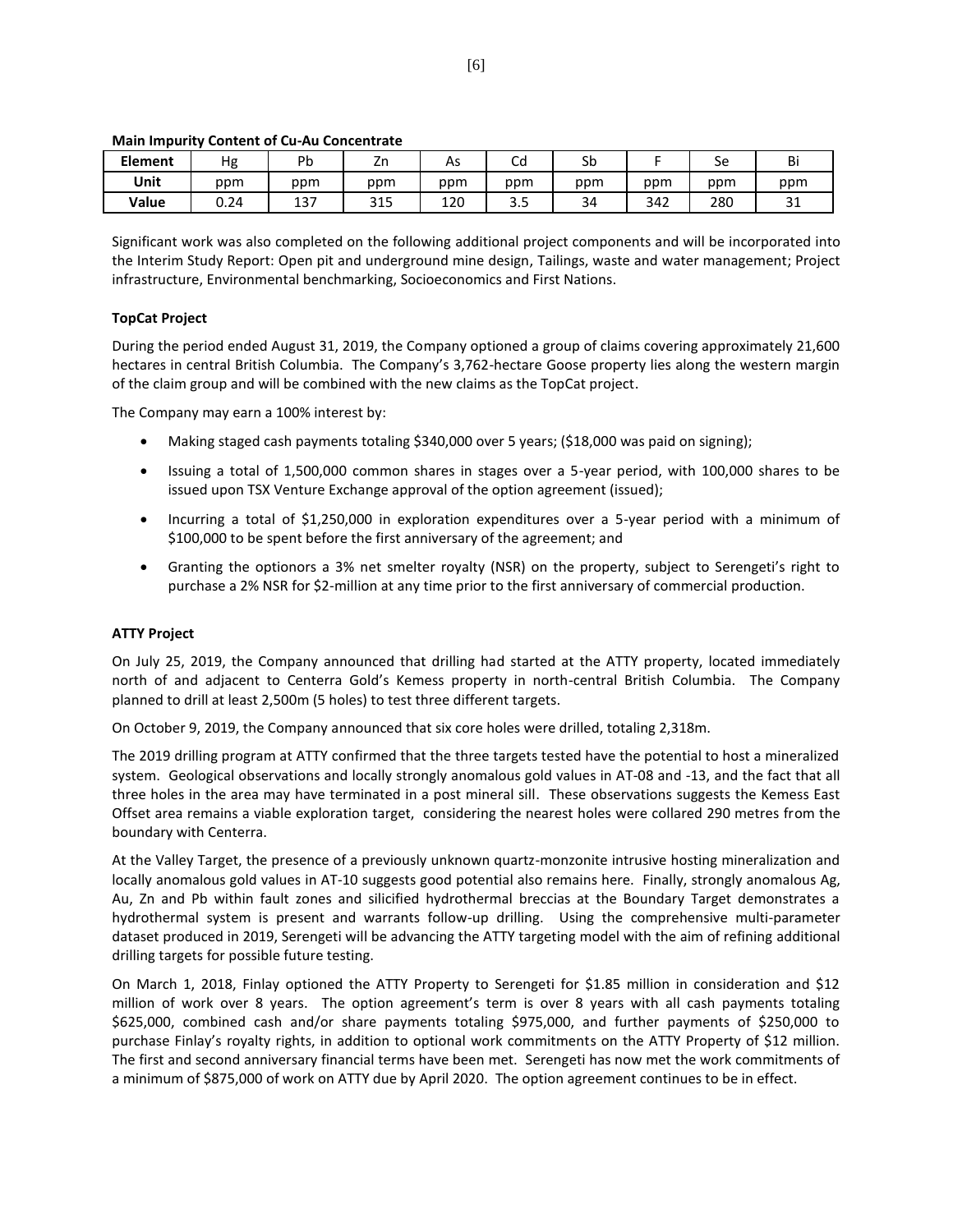**Main Impurity Content of Cu-Au Concentrate**

| Element | Hg | Pb | Zn | As | Cd | Sb | F | Se | Bi |
|---|---|---|---|---|---|---|---|---|---|
| Unit | ppm | ppm | ppm | ppm | ppm | ppm | ppm | ppm | ppm |
| Value | 0.24 | 137 | 315 | 120 | 3.5 | 34 | 342 | 280 | 31 |

Significant work was also completed on the following additional project components and will be incorporated into the Interim Study Report: Open pit and underground mine design, Tailings, waste and water management; Project infrastructure, Environmental benchmarking, Socioeconomics and First Nations.

**TopCat Project**

During the period ended August 31, 2019, the Company optioned a group of claims covering approximately 21,600 hectares in central British Columbia. The Company's 3,762-hectare Goose property lies along the western margin of the claim group and will be combined with the new claims as the TopCat project.

The Company may earn a 100% interest by:

- Making staged cash payments totaling $340,000 over 5 years; ($18,000 was paid on signing);
- Issuing a total of 1,500,000 common shares in stages over a 5-year period, with 100,000 shares to be issued upon TSX Venture Exchange approval of the option agreement (issued);
- Incurring a total of $1,250,000 in exploration expenditures over a 5-year period with a minimum of $100,000 to be spent before the first anniversary of the agreement; and
- Granting the optionors a 3% net smelter royalty (NSR) on the property, subject to Serengeti's right to purchase a 2% NSR for $2-million at any time prior to the first anniversary of commercial production.

**ATTY Project**

On July 25, 2019, the Company announced that drilling had started at the ATTY property, located immediately north of and adjacent to Centerra Gold's Kemess property in north-central British Columbia. The Company planned to drill at least 2,500m (5 holes) to test three different targets.

On October 9, 2019, the Company announced that six core holes were drilled, totaling 2,318m.

The 2019 drilling program at ATTY confirmed that the three targets tested have the potential to host a mineralized system. Geological observations and locally strongly anomalous gold values in AT-08 and -13, and the fact that all three holes in the area may have terminated in a post mineral sill. These observations suggests the Kemess East Offset area remains a viable exploration target, considering the nearest holes were collared 290 metres from the boundary with Centerra.

At the Valley Target, the presence of a previously unknown quartz-monzonite intrusive hosting mineralization and locally anomalous gold values in AT-10 suggests good potential also remains here. Finally, strongly anomalous Ag, Au, Zn and Pb within fault zones and silicified hydrothermal breccias at the Boundary Target demonstrates a hydrothermal system is present and warrants follow-up drilling. Using the comprehensive multi-parameter dataset produced in 2019, Serengeti will be advancing the ATTY targeting model with the aim of refining additional drilling targets for possible future testing.

On March 1, 2018, Finlay optioned the ATTY Property to Serengeti for $1.85 million in consideration and $12 million of work over 8 years. The option agreement's term is over 8 years with all cash payments totaling $625,000, combined cash and/or share payments totaling $975,000, and further payments of $250,000 to purchase Finlay's royalty rights, in addition to optional work commitments on the ATTY Property of $12 million. The first and second anniversary financial terms have been met. Serengeti has now met the work commitments of a minimum of $875,000 of work on ATTY due by April 2020. The option agreement continues to be in effect.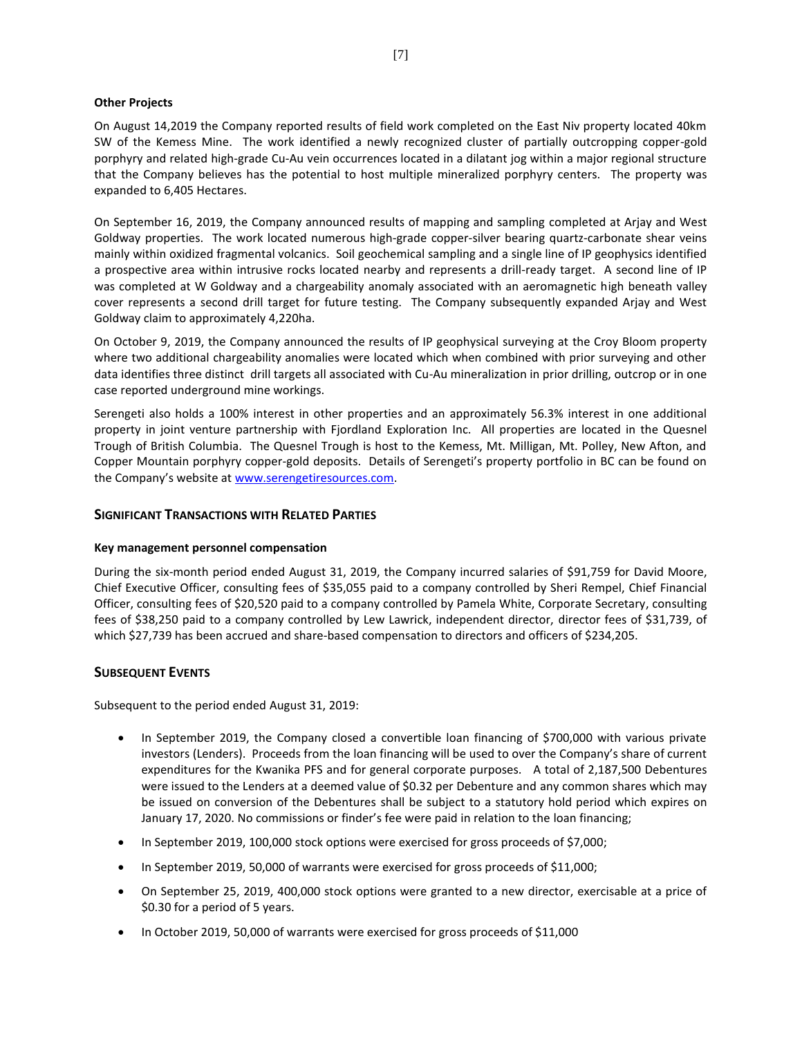**Other Projects**

On August 14,2019 the Company reported results of field work completed on the East Niv property located 40km SW of the Kemess Mine. The work identified a newly recognized cluster of partially outcropping copper-gold porphyry and related high-grade Cu-Au vein occurrences located in a dilatant jog within a major regional structure that the Company believes has the potential to host multiple mineralized porphyry centers. The property was expanded to 6,405 Hectares.

On September 16, 2019, the Company announced results of mapping and sampling completed at Arjay and West Goldway properties. The work located numerous high-grade copper-silver bearing quartz-carbonate shear veins mainly within oxidized fragmental volcanics. Soil geochemical sampling and a single line of IP geophysics identified a prospective area within intrusive rocks located nearby and represents a drill-ready target. A second line of IP was completed at W Goldway and a chargeability anomaly associated with an aeromagnetic high beneath valley cover represents a second drill target for future testing. The Company subsequently expanded Arjay and West Goldway claim to approximately 4,220ha.

On October 9, 2019, the Company announced the results of IP geophysical surveying at the Croy Bloom property where two additional chargeability anomalies were located which when combined with prior surveying and other data identifies three distinct drill targets all associated with Cu-Au mineralization in prior drilling, outcrop or in one case reported underground mine workings.

Serengeti also holds a 100% interest in other properties and an approximately 56.3% interest in one additional property in joint venture partnership with Fjordland Exploration Inc. All properties are located in the Quesnel Trough of British Columbia. The Quesnel Trough is host to the Kemess, Mt. Milligan, Mt. Polley, New Afton, and Copper Mountain porphyry copper-gold deposits. Details of Serengeti's property portfolio in BC can be found on the Company's website at www.serengetiresources.com.

## SIGNIFICANT TRANSACTIONS WITH RELATED PARTIES

**Key management personnel compensation**

During the six-month period ended August 31, 2019, the Company incurred salaries of $91,759 for David Moore, Chief Executive Officer, consulting fees of $35,055 paid to a company controlled by Sheri Rempel, Chief Financial Officer, consulting fees of $20,520 paid to a company controlled by Pamela White, Corporate Secretary, consulting fees of $38,250 paid to a company controlled by Lew Lawrick, independent director, director fees of $31,739, of which $27,739 has been accrued and share-based compensation to directors and officers of $234,205.

## SUBSEQUENT EVENTS

Subsequent to the period ended August 31, 2019:

- In September 2019, the Company closed a convertible loan financing of $700,000 with various private investors (Lenders). Proceeds from the loan financing will be used to over the Company's share of current expenditures for the Kwanika PFS and for general corporate purposes. A total of 2,187,500 Debentures were issued to the Lenders at a deemed value of $0.32 per Debenture and any common shares which may be issued on conversion of the Debentures shall be subject to a statutory hold period which expires on January 17, 2020. No commissions or finder's fee were paid in relation to the loan financing;
- In September 2019, 100,000 stock options were exercised for gross proceeds of $7,000;
- In September 2019, 50,000 of warrants were exercised for gross proceeds of $11,000;
- On September 25, 2019, 400,000 stock options were granted to a new director, exercisable at a price of $0.30 for a period of 5 years.
- In October 2019, 50,000 of warrants were exercised for gross proceeds of $11,000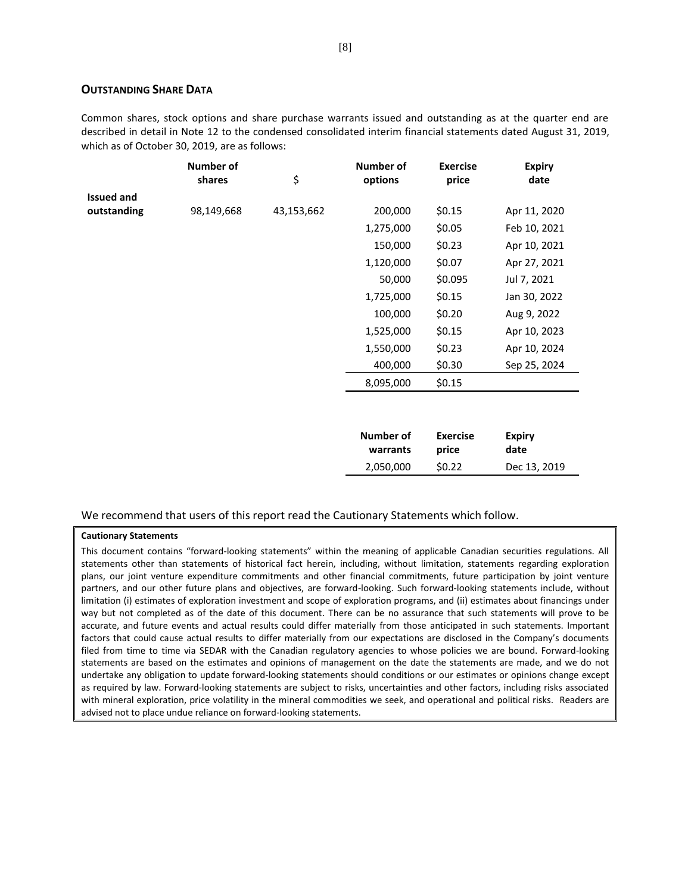## OUTSTANDING SHARE DATA

Common shares, stock options and share purchase warrants issued and outstanding as at the quarter end are described in detail in Note 12 to the condensed consolidated interim financial statements dated August 31, 2019, which as of October 30, 2019, are as follows:

| | Number of shares | $ | Number of options | Exercise price | Expiry date |
|---|---|---|---|---|---|
| Issued and outstanding | 98,149,668 | 43,153,662 | 200,000 | $0.15 | Apr 11, 2020 |
| | | | 1,275,000 | $0.05 | Feb 10, 2021 |
| | | | 150,000 | $0.23 | Apr 10, 2021 |
| | | | 1,120,000 | $0.07 | Apr 27, 2021 |
| | | | 50,000 | $0.095 | Jul 7, 2021 |
| | | | 1,725,000 | $0.15 | Jan 30, 2022 |
| | | | 100,000 | $0.20 | Aug 9, 2022 |
| | | | 1,525,000 | $0.15 | Apr 10, 2023 |
| | | | 1,550,000 | $0.23 | Apr 10, 2024 |
| | | | 400,000 | $0.30 | Sep 25, 2024 |
| | | | 8,095,000 | $0.15 | |

| Number of warrants | Exercise price | Expiry date |
|---|---|---|
| 2,050,000 | $0.22 | Dec 13, 2019 |

We recommend that users of this report read the Cautionary Statements which follow.

**Cautionary Statements**

This document contains "forward-looking statements" within the meaning of applicable Canadian securities regulations. All statements other than statements of historical fact herein, including, without limitation, statements regarding exploration plans, our joint venture expenditure commitments and other financial commitments, future participation by joint venture partners, and our other future plans and objectives, are forward-looking. Such forward-looking statements include, without limitation (i) estimates of exploration investment and scope of exploration programs, and (ii) estimates about financings under way but not completed as of the date of this document. There can be no assurance that such statements will prove to be accurate, and future events and actual results could differ materially from those anticipated in such statements. Important factors that could cause actual results to differ materially from our expectations are disclosed in the Company's documents filed from time to time via SEDAR with the Canadian regulatory agencies to whose policies we are bound. Forward-looking statements are based on the estimates and opinions of management on the date the statements are made, and we do not undertake any obligation to update forward-looking statements should conditions or our estimates or opinions change except as required by law. Forward-looking statements are subject to risks, uncertainties and other factors, including risks associated with mineral exploration, price volatility in the mineral commodities we seek, and operational and political risks. Readers are advised not to place undue reliance on forward-looking statements.